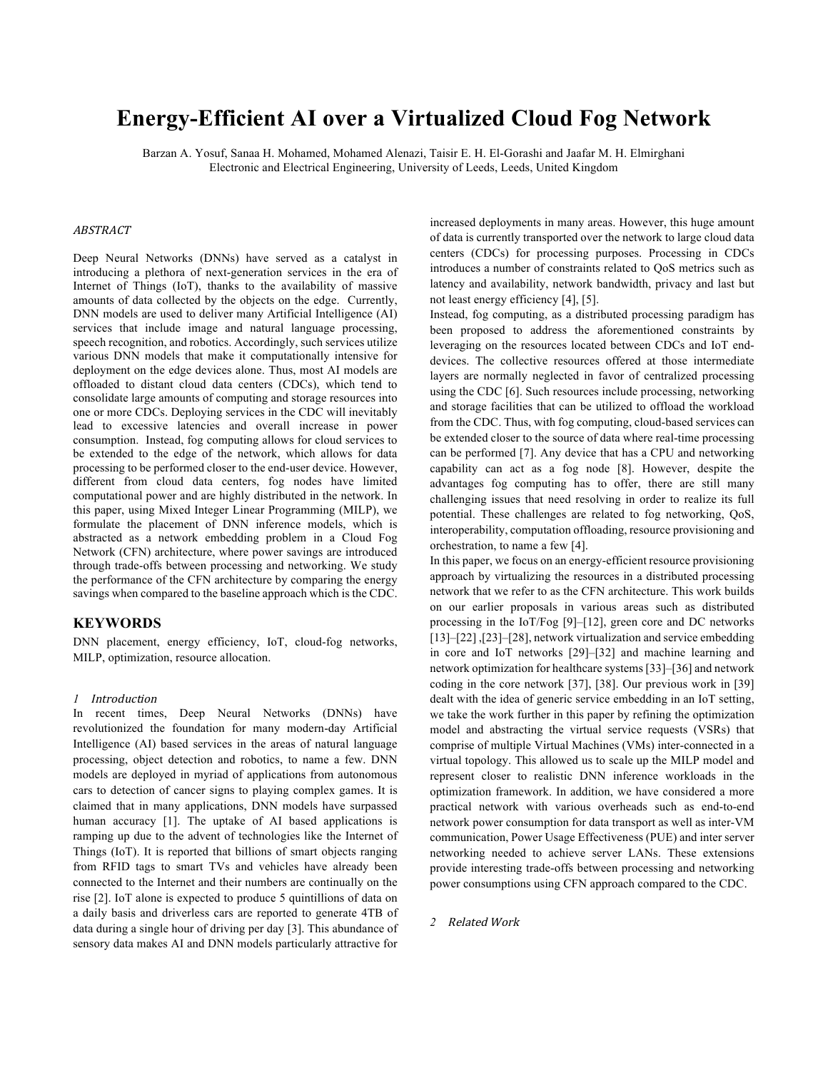# Energy-Efficient AI over a Virtualized Cloud Fog Network

Barzan A. Yosuf, Sanaa H. Mohamed, Mohamed Alenazi, Taisir E. H. El-Gorashi and Jaafar M. H. Elmirghani
Electronic and Electrical Engineering, University of Leeds, Leeds, United Kingdom

*ABSTRACT*

Deep Neural Networks (DNNs) have served as a catalyst in introducing a plethora of next-generation services in the era of Internet of Things (IoT), thanks to the availability of massive amounts of data collected by the objects on the edge. Currently, DNN models are used to deliver many Artificial Intelligence (AI) services that include image and natural language processing, speech recognition, and robotics. Accordingly, such services utilize various DNN models that make it computationally intensive for deployment on the edge devices alone. Thus, most AI models are offloaded to distant cloud data centers (CDCs), which tend to consolidate large amounts of computing and storage resources into one or more CDCs. Deploying services in the CDC will inevitably lead to excessive latencies and overall increase in power consumption. Instead, fog computing allows for cloud services to be extended to the edge of the network, which allows for data processing to be performed closer to the end-user device. However, different from cloud data centers, fog nodes have limited computational power and are highly distributed in the network. In this paper, using Mixed Integer Linear Programming (MILP), we formulate the placement of DNN inference models, which is abstracted as a network embedding problem in a Cloud Fog Network (CFN) architecture, where power savings are introduced through trade-offs between processing and networking. We study the performance of the CFN architecture by comparing the energy savings when compared to the baseline approach which is the CDC.

## KEYWORDS

DNN placement, energy efficiency, IoT, cloud-fog networks, MILP, optimization, resource allocation.

## *1 Introduction*

In recent times, Deep Neural Networks (DNNs) have revolutionized the foundation for many modern-day Artificial Intelligence (AI) based services in the areas of natural language processing, object detection and robotics, to name a few. DNN models are deployed in myriad of applications from autonomous cars to detection of cancer signs to playing complex games. It is claimed that in many applications, DNN models have surpassed human accuracy [1]. The uptake of AI based applications is ramping up due to the advent of technologies like the Internet of Things (IoT). It is reported that billions of smart objects ranging from RFID tags to smart TVs and vehicles have already been connected to the Internet and their numbers are continually on the rise [2]. IoT alone is expected to produce 5 quintillions of data on a daily basis and driverless cars are reported to generate 4TB of data during a single hour of driving per day [3]. This abundance of sensory data makes AI and DNN models particularly attractive for increased deployments in many areas. However, this huge amount of data is currently transported over the network to large cloud data centers (CDCs) for processing purposes. Processing in CDCs introduces a number of constraints related to QoS metrics such as latency and availability, network bandwidth, privacy and last but not least energy efficiency [4], [5].

Instead, fog computing, as a distributed processing paradigm has been proposed to address the aforementioned constraints by leveraging on the resources located between CDCs and IoT end-devices. The collective resources offered at those intermediate layers are normally neglected in favor of centralized processing using the CDC [6]. Such resources include processing, networking and storage facilities that can be utilized to offload the workload from the CDC. Thus, with fog computing, cloud-based services can be extended closer to the source of data where real-time processing can be performed [7]. Any device that has a CPU and networking capability can act as a fog node [8]. However, despite the advantages fog computing has to offer, there are still many challenging issues that need resolving in order to realize its full potential. These challenges are related to fog networking, QoS, interoperability, computation offloading, resource provisioning and orchestration, to name a few [4].

In this paper, we focus on an energy-efficient resource provisioning approach by virtualizing the resources in a distributed processing network that we refer to as the CFN architecture. This work builds on our earlier proposals in various areas such as distributed processing in the IoT/Fog [9]–[12], green core and DC networks [13]–[22] ,[23]–[28], network virtualization and service embedding in core and IoT networks [29]–[32] and machine learning and network optimization for healthcare systems [33]–[36] and network coding in the core network [37], [38]. Our previous work in [39] dealt with the idea of generic service embedding in an IoT setting, we take the work further in this paper by refining the optimization model and abstracting the virtual service requests (VSRs) that comprise of multiple Virtual Machines (VMs) inter-connected in a virtual topology. This allowed us to scale up the MILP model and represent closer to realistic DNN inference workloads in the optimization framework. In addition, we have considered a more practical network with various overheads such as end-to-end network power consumption for data transport as well as inter-VM communication, Power Usage Effectiveness (PUE) and inter server networking needed to achieve server LANs. These extensions provide interesting trade-offs between processing and networking power consumptions using CFN approach compared to the CDC.

## *2 Related Work*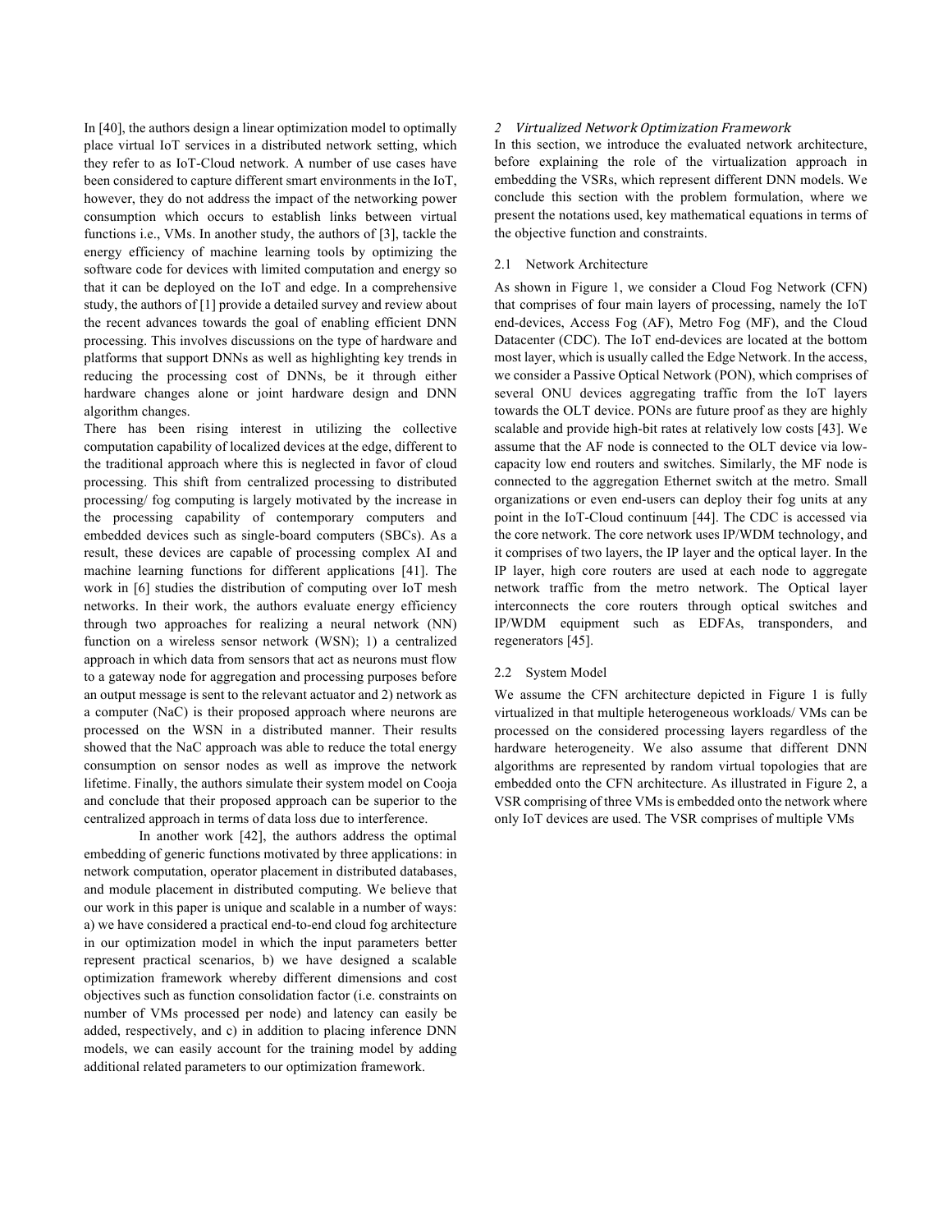In [40], the authors design a linear optimization model to optimally place virtual IoT services in a distributed network setting, which they refer to as IoT-Cloud network. A number of use cases have been considered to capture different smart environments in the IoT, however, they do not address the impact of the networking power consumption which occurs to establish links between virtual functions i.e., VMs. In another study, the authors of [3], tackle the energy efficiency of machine learning tools by optimizing the software code for devices with limited computation and energy so that it can be deployed on the IoT and edge. In a comprehensive study, the authors of [1] provide a detailed survey and review about the recent advances towards the goal of enabling efficient DNN processing. This involves discussions on the type of hardware and platforms that support DNNs as well as highlighting key trends in reducing the processing cost of DNNs, be it through either hardware changes alone or joint hardware design and DNN algorithm changes.

There has been rising interest in utilizing the collective computation capability of localized devices at the edge, different to the traditional approach where this is neglected in favor of cloud processing. This shift from centralized processing to distributed processing/ fog computing is largely motivated by the increase in the processing capability of contemporary computers and embedded devices such as single-board computers (SBCs). As a result, these devices are capable of processing complex AI and machine learning functions for different applications [41]. The work in [6] studies the distribution of computing over IoT mesh networks. In their work, the authors evaluate energy efficiency through two approaches for realizing a neural network (NN) function on a wireless sensor network (WSN); 1) a centralized approach in which data from sensors that act as neurons must flow to a gateway node for aggregation and processing purposes before an output message is sent to the relevant actuator and 2) network as a computer (NaC) is their proposed approach where neurons are processed on the WSN in a distributed manner. Their results showed that the NaC approach was able to reduce the total energy consumption on sensor nodes as well as improve the network lifetime. Finally, the authors simulate their system model on Cooja and conclude that their proposed approach can be superior to the centralized approach in terms of data loss due to interference.

In another work [42], the authors address the optimal embedding of generic functions motivated by three applications: in network computation, operator placement in distributed databases, and module placement in distributed computing. We believe that our work in this paper is unique and scalable in a number of ways: a) we have considered a practical end-to-end cloud fog architecture in our optimization model in which the input parameters better represent practical scenarios, b) we have designed a scalable optimization framework whereby different dimensions and cost objectives such as function consolidation factor (i.e. constraints on number of VMs processed per node) and latency can easily be added, respectively, and c) in addition to placing inference DNN models, we can easily account for the training model by adding additional related parameters to our optimization framework.

## 2 *Virtualized Network Optimization Framework*

In this section, we introduce the evaluated network architecture, before explaining the role of the virtualization approach in embedding the VSRs, which represent different DNN models. We conclude this section with the problem formulation, where we present the notations used, key mathematical equations in terms of the objective function and constraints.

### 2.1 Network Architecture

As shown in Figure 1, we consider a Cloud Fog Network (CFN) that comprises of four main layers of processing, namely the IoT end-devices, Access Fog (AF), Metro Fog (MF), and the Cloud Datacenter (CDC). The IoT end-devices are located at the bottom most layer, which is usually called the Edge Network. In the access, we consider a Passive Optical Network (PON), which comprises of several ONU devices aggregating traffic from the IoT layers towards the OLT device. PONs are future proof as they are highly scalable and provide high-bit rates at relatively low costs [43]. We assume that the AF node is connected to the OLT device via low-capacity low end routers and switches. Similarly, the MF node is connected to the aggregation Ethernet switch at the metro. Small organizations or even end-users can deploy their fog units at any point in the IoT-Cloud continuum [44]. The CDC is accessed via the core network. The core network uses IP/WDM technology, and it comprises of two layers, the IP layer and the optical layer. In the IP layer, high core routers are used at each node to aggregate network traffic from the metro network. The Optical layer interconnects the core routers through optical switches and IP/WDM equipment such as EDFAs, transponders, and regenerators [45].

### 2.2 System Model

We assume the CFN architecture depicted in Figure 1 is fully virtualized in that multiple heterogeneous workloads/ VMs can be processed on the considered processing layers regardless of the hardware heterogeneity. We also assume that different DNN algorithms are represented by random virtual topologies that are embedded onto the CFN architecture. As illustrated in Figure 2, a VSR comprising of three VMs is embedded onto the network where only IoT devices are used. The VSR comprises of multiple VMs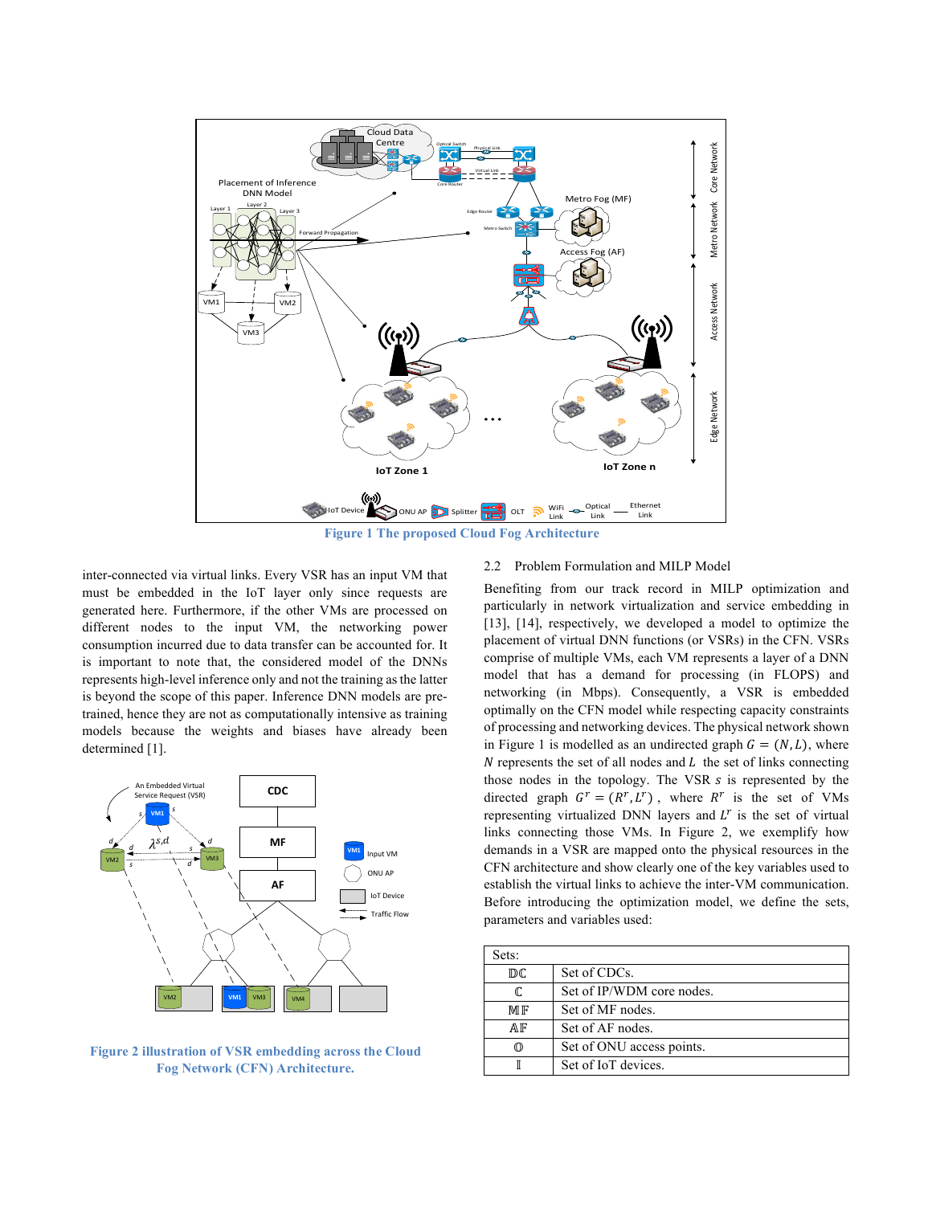Figure 1 The proposed Cloud Fog Architecture

inter-connected via virtual links. Every VSR has an input VM that must be embedded in the IoT layer only since requests are generated here. Furthermore, if the other VMs are processed on different nodes to the input VM, the networking power consumption incurred due to data transfer can be accounted for. It is important to note that, the considered model of the DNNs represents high-level inference only and not the training as the latter is beyond the scope of this paper. Inference DNN models are pre-trained, hence they are not as computationally intensive as training models because the weights and biases have already been determined [1].

Figure 2 illustration of VSR embedding across the Cloud Fog Network (CFN) Architecture.

2.2 Problem Formulation and MILP Model

Benefiting from our track record in MILP optimization and particularly in network virtualization and service embedding in [13], [14], respectively, we developed a model to optimize the placement of virtual DNN functions (or VSRs) in the CFN. VSRs comprise of multiple VMs, each VM represents a layer of a DNN model that has a demand for processing (in FLOPS) and networking (in Mbps). Consequently, a VSR is embedded optimally on the CFN model while respecting capacity constraints of processing and networking devices. The physical network shown in Figure 1 is modelled as an undirected graph $G = (N, L)$, where $N$ represents the set of all nodes and $L$ the set of links connecting those nodes in the topology. The VSR $s$ is represented by the directed graph $G^r = (R^r, L^r)$, where $R^r$ is the set of VMs representing virtualized DNN layers and $L^r$ is the set of virtual links connecting those VMs. In Figure 2, we exemplify how demands in a VSR are mapped onto the physical resources in the CFN architecture and show clearly one of the key variables used to establish the virtual links to achieve the inter-VM communication. Before introducing the optimization model, we define the sets, parameters and variables used:

| Sets: | |
|---|---|
| $\mathbb{DC}$ | Set of CDCs. |
| $\mathbb{C}$ | Set of IP/WDM core nodes. |
| $\mathbb{MF}$ | Set of MF nodes. |
| $\mathbb{AF}$ | Set of AF nodes. |
| $\mathbb{O}$ | Set of ONU access points. |
| $\mathbb{I}$ | Set of IoT devices. |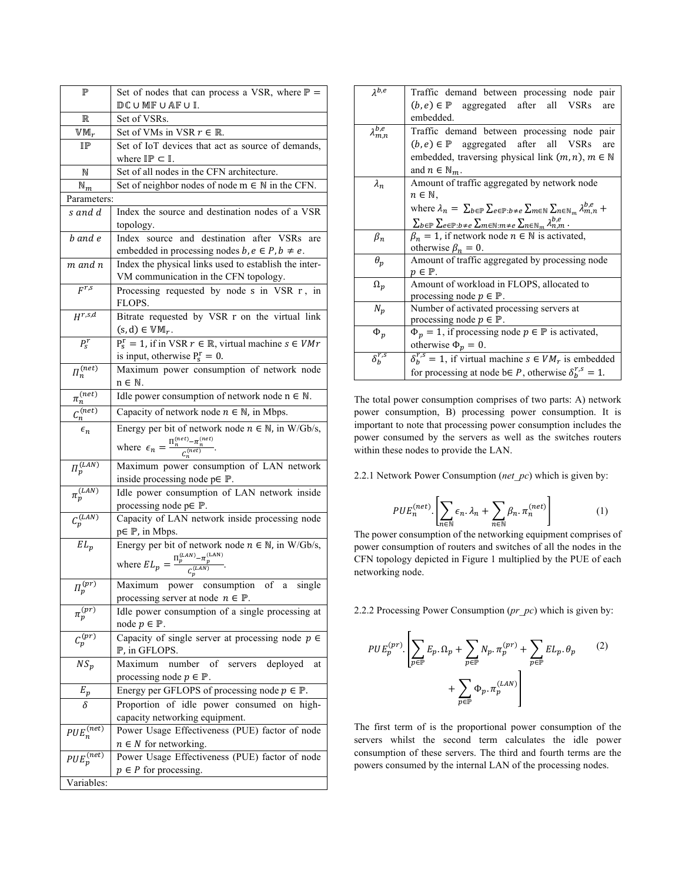| | |
|---|---|
| $\mathbb{P}$ | Set of nodes that can process a VSR, where $\mathbb{P} = \mathbb{DC} \cup \mathbb{MF} \cup \mathbb{AF} \cup \mathbb{I}$. |
| $\mathbb{R}$ | Set of VSRs. |
| $\mathbb{VM}_r$ | Set of VMs in VSR $r \in \mathbb{R}$. |
| $\mathbb{IP}$ | Set of IoT devices that act as source of demands, where $\mathbb{IP} \subset \mathbb{I}$. |
| $\mathbb{N}$ | Set of all nodes in the CFN architecture. |
| $\mathbb{N}_m$ | Set of neighbor nodes of node m $\in \mathbb{N}$ in the CFN. |
| Parameters: | |
| $s$ *and* $d$ | Index the source and destination nodes of a VSR topology. |
| $b$ *and* $e$ | Index source and destination after VSRs are embedded in processing nodes $b, e \in P, b \neq e$. |
| $m$ *and* $n$ | Index the physical links used to establish the inter-VM communication in the CFN topology. |
| $F^{r,s}$ | Processing requested by node s in VSR r , in FLOPS. |
| $H^{r,s,d}$ | Bitrate requested by VSR r on the virtual link $(\mathrm{s}, \mathrm{d}) \in \mathbb{VM}_r$. |
| $P_s^r$ | $\mathrm{P_s^r} = 1$, if in VSR $r \in \mathbb{R}$, virtual machine $s \in VMr$ is input, otherwise $\mathrm{P_s^r} = 0$. |
| $\Pi_n^{(net)}$ | Maximum power consumption of network node n $\in \mathbb{N}$. |
| $\pi_n^{(net)}$ | Idle power consumption of network node n $\in \mathbb{N}$. |
| $C_n^{(net)}$ | Capacity of network node $n \in \mathbb{N}$, in Mbps. |
| $\epsilon_n$ | Energy per bit of network node $n \in \mathbb{N}$, in W/Gb/s, where $\epsilon_n = \frac{\Pi_n^{(net)} - \pi_n^{(net)}}{C_n^{(net)}}$. |
| $\Pi_p^{(LAN)}$ | Maximum power consumption of LAN network inside processing node p$\in \mathbb{P}$. |
| $\pi_p^{(LAN)}$ | Idle power consumption of LAN network inside processing node p$\in \mathbb{P}$. |
| $C_p^{(LAN)}$ | Capacity of LAN network inside processing node p$\in \mathbb{P}$, in Mbps. |
| $EL_p$ | Energy per bit of network node $n \in \mathbb{N}$, in W/Gb/s, where $EL_p = \frac{\Pi_p^{(LAN)} - \pi_p^{(\mathrm{LAN})}}{C_p^{(LAN)}}$. |
| $\Pi_p^{(pr)}$ | Maximum power consumption of a single processing server at node $n \in \mathbb{P}$. |
| $\pi_p^{(pr)}$ | Idle power consumption of a single processing at node $p \in \mathbb{P}$. |
| $C_p^{(pr)}$ | Capacity of single server at processing node $p \in \mathbb{P}$, in GFLOPS. |
| $NS_p$ | Maximum number of servers deployed at processing node $p \in \mathbb{P}$. |
| $E_p$ | Energy per GFLOPS of processing node $p \in \mathbb{P}$. |
| $\delta$ | Proportion of idle power consumed on high-capacity networking equipment. |
| $PUE_n^{(net)}$ | Power Usage Effectiveness (PUE) factor of node $n \in N$ for networking. |
| $PUE_p^{(net)}$ | Power Usage Effectiveness (PUE) factor of node $p \in P$ for processing. |
| Variables: | |
| $\lambda^{b,e}$ | Traffic demand between processing node pair $(b, e) \in \mathbb{P}$ aggregated after all VSRs are embedded. |
| $\lambda_{m,n}^{b,e}$ | Traffic demand between processing node pair $(b, e) \in \mathbb{P}$ aggregated after all VSRs are embedded, traversing physical link $(m, n)$, $m \in \mathbb{N}$ and $n \in \mathbb{N}_m$. |
| $\lambda_n$ | Amount of traffic aggregated by network node $n \in \mathbb{N}$, where $\lambda_n = \sum_{b \in \mathbb{P}} \sum_{e \in \mathbb{P}: b \neq e} \sum_{m \in \mathbb{N}} \sum_{n \in \mathbb{N}_m} \lambda_{m,n}^{b,e} + \sum_{b \in \mathbb{P}} \sum_{e \in \mathbb{P}: b \neq e} \sum_{m \in \mathbb{N}: m \neq e} \sum_{n \in \mathbb{N}_m} \lambda_{n,m}^{b,e}$. |
| $\beta_n$ | $\beta_n = 1$, if network node $n \in \mathbb{N}$ is activated, otherwise $\beta_n = 0$. |
| $\theta_p$ | Amount of traffic aggregated by processing node $p \in \mathbb{P}$. |
| $\Omega_p$ | Amount of workload in FLOPS, allocated to processing node $p \in \mathbb{P}$. |
| $N_p$ | Number of activated processing servers at processing node $p \in \mathbb{P}$. |
| $\Phi_p$ | $\Phi_p = 1$, if processing node $p \in \mathbb{P}$ is activated, otherwise $\Phi_p = 0$. |
| $\delta_b^{r,s}$ | $\delta_b^{r,s} = 1$, if virtual machine $s \in VM_r$ is embedded for processing at node b$\in P$, otherwise $\delta_b^{r,s} = 1$. |

The total power consumption comprises of two parts: A) network power consumption, B) processing power consumption. It is important to note that processing power consumption includes the power consumed by the servers as well as the switches routers within these nodes to provide the LAN.

2.2.1 Network Power Consumption (*net_pc*) which is given by:

$$PUE_n^{(net)} \cdot \left[ \sum_{n \in \mathbb{N}} \epsilon_n \cdot \lambda_n + \sum_{n \in \mathbb{N}} \beta_n \cdot \pi_n^{(net)} \right] \quad (1)$$

The power consumption of the networking equipment comprises of power consumption of routers and switches of all the nodes in the CFN topology depicted in Figure 1 multiplied by the PUE of each networking node.

2.2.2 Processing Power Consumption (*pr_pc*) which is given by:

$$PUE_p^{(pr)} \cdot \left[ \sum_{p \in \mathbb{P}} E_p \cdot \Omega_p + \sum_{p \in \mathbb{P}} N_p \cdot \pi_p^{(pr)} + \sum_{p \in \mathbb{P}} EL_p \cdot \theta_p + \sum_{p \in \mathbb{P}} \Phi_p \cdot \pi_p^{(LAN)} \right] \quad (2)$$

The first term of is the proportional power consumption of the servers whilst the second term calculates the idle power consumption of these servers. The third and fourth terms are the powers consumed by the internal LAN of the processing nodes.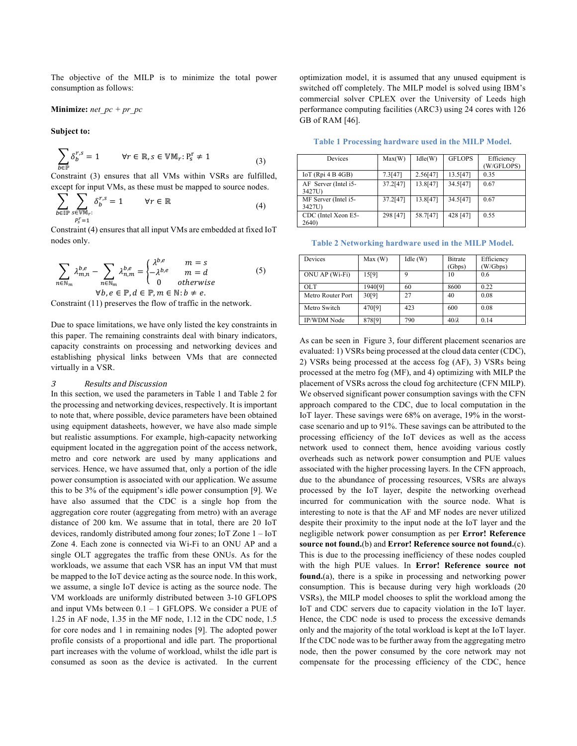The objective of the MILP is to minimize the total power consumption as follows:

**Minimize:** *net_pc + pr_pc*

**Subject to:**

$$\sum_{b\in\mathbb{P}} \delta_b^{r,s} = 1 \qquad \forall r \in \mathbb{R}, s \in \mathbb{VM}_r \colon \mathrm{P}_s^r \neq 1 \tag{3}$$

Constraint (3) ensures that all VMs within VSRs are fulfilled, except for input VMs, as these must be mapped to source nodes.

$$\sum_{b\in\mathbb{IP}} \sum_{\substack{s\in\mathbb{VM}_r: \\ P_s^r=1}} \delta_b^{r,s} = 1 \qquad \forall r \in \mathbb{R} \tag{4}$$

Constraint (4) ensures that all input VMs are embedded at fixed IoT nodes only.

$$\sum_{n\in\mathbb{N}_m} \lambda_{m,n}^{b,e} - \sum_{n\in\mathbb{N}_m} \lambda_{n,m}^{b,e} = \begin{cases} \lambda^{b,e} & m = s \\ -\lambda^{b,e} & m = d \\ 0 & otherwise \end{cases} \tag{5}$$

$$\forall b, e \in \mathbb{P}, d \in \mathbb{P}, m \in \mathbb{N} \colon b \neq e.$$

Constraint (11) preserves the flow of traffic in the network.

Due to space limitations, we have only listed the key constraints in this paper. The remaining constraints deal with binary indicators, capacity constraints on processing and networking devices and establishing physical links between VMs that are connected virtually in a VSR.

## 3 Results and Discussion

In this section, we used the parameters in Table 1 and Table 2 for the processing and networking devices, respectively. It is important to note that, where possible, device parameters have been obtained using equipment datasheets, however, we have also made simple but realistic assumptions. For example, high-capacity networking equipment located in the aggregation point of the access network, metro and core network are used by many applications and services. Hence, we have assumed that, only a portion of the idle power consumption is associated with our application. We assume this to be 3% of the equipment's idle power consumption [9]. We have also assumed that the CDC is a single hop from the aggregation core router (aggregating from metro) with an average distance of 200 km. We assume that in total, there are 20 IoT devices, randomly distributed among four zones; IoT Zone 1 – IoT Zone 4. Each zone is connected via Wi-Fi to an ONU AP and a single OLT aggregates the traffic from these ONUs. As for the workloads, we assume that each VSR has an input VM that must be mapped to the IoT device acting as the source node. In this work, we assume, a single IoT device is acting as the source node. The VM workloads are uniformly distributed between 3-10 GFLOPS and input VMs between 0.1 – 1 GFLOPS. We consider a PUE of 1.25 in AF node, 1.35 in the MF node, 1.12 in the CDC node, 1.5 for core nodes and 1 in remaining nodes [9]. The adopted power profile consists of a proportional and idle part. The proportional part increases with the volume of workload, whilst the idle part is consumed as soon as the device is activated. In the current optimization model, it is assumed that any unused equipment is switched off completely. The MILP model is solved using IBM's commercial solver CPLEX over the University of Leeds high performance computing facilities (ARC3) using 24 cores with 126 GB of RAM [46].

**Table 1 Processing hardware used in the MILP Model.**

| Devices | Max(W) | Idle(W) | GFLOPS | Efficiency (W/GFLOPS) |
|---|---|---|---|---|
| IoT (Rpi 4 B 4GB) | 7.3[47] | 2.56[47] | 13.5[47] | 0.35 |
| AF Server (Intel i5-3427U) | 37.2[47] | 13.8[47] | 34.5[47] | 0.67 |
| MF Server (Intel i5-3427U) | 37.2[47] | 13.8[47] | 34.5[47] | 0.67 |
| CDC (Intel Xeon E5-2640) | 298 [47] | 58.7[47] | 428 [47] | 0.55 |

**Table 2 Networking hardware used in the MILP Model.**

| Devices | Max (W) | Idle (W) | Bitrate (Gbps) | Efficiency (W/Gbps) |
|---|---|---|---|---|
| ONU AP (Wi-Fi) | 15[9] | 9 | 10 | 0.6 |
| OLT | 1940[9] | 60 | 8600 | 0.22 |
| Metro Router Port | 30[9] | 27 | 40 | 0.08 |
| Metro Switch | 470[9] | 423 | 600 | 0.08 |
| IP/WDM Node | 878[9] | 790 | 40/λ | 0.14 |

As can be seen in Figure 3, four different placement scenarios are evaluated: 1) VSRs being processed at the cloud data center (CDC), 2) VSRs being processed at the access fog (AF), 3) VSRs being processed at the metro fog (MF), and 4) optimizing with MILP the placement of VSRs across the cloud fog architecture (CFN MILP). We observed significant power consumption savings with the CFN approach compared to the CDC, due to local computation in the IoT layer. These savings were 68% on average, 19% in the worst-case scenario and up to 91%. These savings can be attributed to the processing efficiency of the IoT devices as well as the access network used to connect them, hence avoiding various costly overheads such as network power consumption and PUE values associated with the higher processing layers. In the CFN approach, due to the abundance of processing resources, VSRs are always processed by the IoT layer, despite the networking overhead incurred for communication with the source node. What is interesting to note is that the AF and MF nodes are never utilized despite their proximity to the input node at the IoT layer and the negligible network power consumption as per **Error! Reference source not found.**(b) and **Error! Reference source not found.**(c). This is due to the processing inefficiency of these nodes coupled with the high PUE values. In **Error! Reference source not found.**(a), there is a spike in processing and networking power consumption. This is because during very high workloads (20 VSRs), the MILP model chooses to split the workload among the IoT and CDC servers due to capacity violation in the IoT layer. Hence, the CDC node is used to process the excessive demands only and the majority of the total workload is kept at the IoT layer. If the CDC node was to be further away from the aggregating metro node, then the power consumed by the core network may not compensate for the processing efficiency of the CDC, hence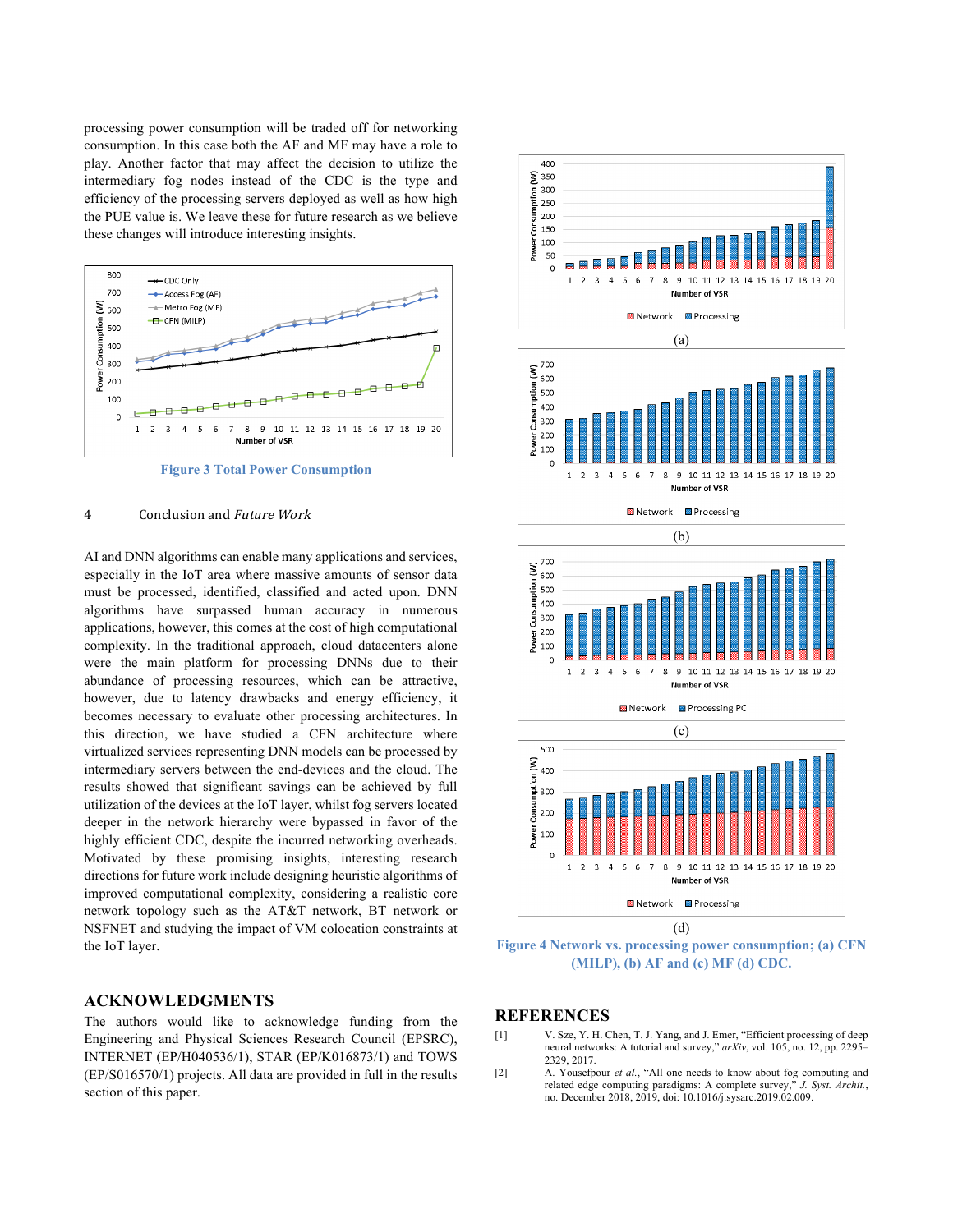processing power consumption will be traded off for networking consumption. In this case both the AF and MF may have a role to play. Another factor that may affect the decision to utilize the intermediary fog nodes instead of the CDC is the type and efficiency of the processing servers deployed as well as how high the PUE value is. We leave these for future research as we believe these changes will introduce interesting insights.

Figure 3 Total Power Consumption

## 4 Conclusion and *Future Work*

AI and DNN algorithms can enable many applications and services, especially in the IoT area where massive amounts of sensor data must be processed, identified, classified and acted upon. DNN algorithms have surpassed human accuracy in numerous applications, however, this comes at the cost of high computational complexity. In the traditional approach, cloud datacenters alone were the main platform for processing DNNs due to their abundance of processing resources, which can be attractive, however, due to latency drawbacks and energy efficiency, it becomes necessary to evaluate other processing architectures. In this direction, we have studied a CFN architecture where virtualized services representing DNN models can be processed by intermediary servers between the end-devices and the cloud. The results showed that significant savings can be achieved by full utilization of the devices at the IoT layer, whilst fog servers located deeper in the network hierarchy were bypassed in favor of the highly efficient CDC, despite the incurred networking overheads. Motivated by these promising insights, interesting research directions for future work include designing heuristic algorithms of improved computational complexity, considering a realistic core network topology such as the AT&T network, BT network or NSFNET and studying the impact of VM colocation constraints at the IoT layer.

Figure 4 Network vs. processing power consumption; (a) CFN (MILP), (b) AF and (c) MF (d) CDC.

## ACKNOWLEDGMENTS

The authors would like to acknowledge funding from the Engineering and Physical Sciences Research Council (EPSRC), INTERNET (EP/H040536/1), STAR (EP/K016873/1) and TOWS (EP/S016570/1) projects. All data are provided in full in the results section of this paper.

## REFERENCES

[1] V. Sze, Y. H. Chen, T. J. Yang, and J. Emer, "Efficient processing of deep neural networks: A tutorial and survey," *arXiv*, vol. 105, no. 12, pp. 2295–2329, 2017.

[2] A. Yousefpour *et al.*, "All one needs to know about fog computing and related edge computing paradigms: A complete survey," *J. Syst. Archit.*, no. December 2018, 2019, doi: 10.1016/j.sysarc.2019.02.009.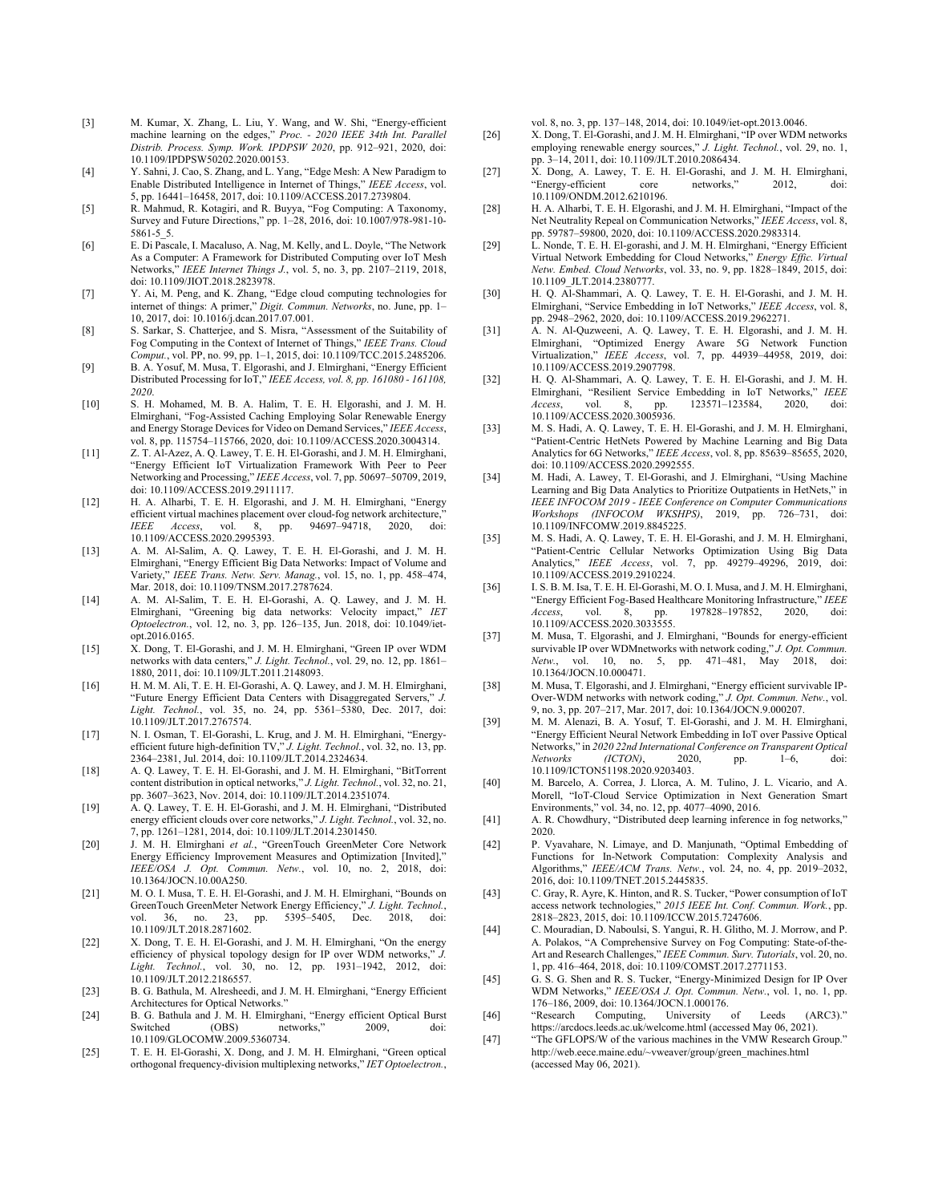[3] M. Kumar, X. Zhang, L. Liu, Y. Wang, and W. Shi, "Energy-efficient machine learning on the edges," *Proc. - 2020 IEEE 34th Int. Parallel Distrib. Process. Symp. Work. IPDPSW 2020*, pp. 912–921, 2020, doi: 10.1109/IPDPSW50202.2020.00153.

[4] Y. Sahni, J. Cao, S. Zhang, and L. Yang, "Edge Mesh: A New Paradigm to Enable Distributed Intelligence in Internet of Things," *IEEE Access*, vol. 5, pp. 16441–16458, 2017, doi: 10.1109/ACCESS.2017.2739804.

[5] R. Mahmud, R. Kotagiri, and R. Buyya, "Fog Computing: A Taxonomy, Survey and Future Directions," pp. 1–28, 2016, doi: 10.1007/978-981-10-5861-5_5.

[6] E. Di Pascale, I. Macaluso, A. Nag, M. Kelly, and L. Doyle, "The Network As a Computer: A Framework for Distributed Computing over IoT Mesh Networks," *IEEE Internet Things J.*, vol. 5, no. 3, pp. 2107–2119, 2018, doi: 10.1109/JIOT.2018.2823978.

[7] Y. Ai, M. Peng, and K. Zhang, "Edge cloud computing technologies for internet of things: A primer," *Digit. Commun. Networks*, no. June, pp. 1–10, 2017, doi: 10.1016/j.dcan.2017.07.001.

[8] S. Sarkar, S. Chatterjee, and S. Misra, "Assessment of the Suitability of Fog Computing in the Context of Internet of Things," *IEEE Trans. Cloud Comput.*, vol. PP, no. 99, pp. 1–1, 2015, doi: 10.1109/TCC.2015.2485206.

[9] B. A. Yosuf, M. Musa, T. Elgorashi, and J. Elmirghani, "Energy Efficient Distributed Processing for IoT," *IEEE Access, vol. 8, pp. 161080 - 161108, 2020*.

[10] S. H. Mohamed, M. B. A. Halim, T. E. H. Elgorashi, and J. M. H. Elmirghani, "Fog-Assisted Caching Employing Solar Renewable Energy and Energy Storage Devices for Video on Demand Services," *IEEE Access*, vol. 8, pp. 115754–115766, 2020, doi: 10.1109/ACCESS.2020.3004314.

[11] Z. T. Al-Azez, A. Q. Lawey, T. E. H. El-Gorashi, and J. M. H. Elmirghani, "Energy Efficient IoT Virtualization Framework With Peer to Peer Networking and Processing," *IEEE Access*, vol. 7, pp. 50697–50709, 2019, doi: 10.1109/ACCESS.2019.2911117.

[12] H. A. Alharbi, T. E. H. Elgorashi, and J. M. H. Elmirghani, "Energy efficient virtual machines placement over cloud-fog network architecture," *IEEE Access*, vol. 8, pp. 94697–94718, 2020, doi: 10.1109/ACCESS.2020.2995393.

[13] A. M. Al-Salim, A. Q. Lawey, T. E. H. El-Gorashi, and J. M. H. Elmirghani, "Energy Efficient Big Data Networks: Impact of Volume and Variety," *IEEE Trans. Netw. Serv. Manag.*, vol. 15, no. 1, pp. 458–474, Mar. 2018, doi: 10.1109/TNSM.2017.2787624.

[14] A. M. Al-Salim, T. E. H. El-Gorashi, A. Q. Lawey, and J. M. H. Elmirghani, "Greening big data networks: Velocity impact," *IET Optoelectron.*, vol. 12, no. 3, pp. 126–135, Jun. 2018, doi: 10.1049/iet-opt.2016.0165.

[15] X. Dong, T. El-Gorashi, and J. M. H. Elmirghani, "Green IP over WDM networks with data centers," *J. Light. Technol.*, vol. 29, no. 12, pp. 1861–1880, 2011, doi: 10.1109/JLT.2011.2148093.

[16] H. M. M. Ali, T. E. H. El-Gorashi, A. Q. Lawey, and J. M. H. Elmirghani, "Future Energy Efficient Data Centers with Disaggregated Servers," *J. Light. Technol.*, vol. 35, no. 24, pp. 5361–5380, Dec. 2017, doi: 10.1109/JLT.2017.2767574.

[17] N. I. Osman, T. El-Gorashi, L. Krug, and J. M. H. Elmirghani, "Energy-efficient future high-definition TV," *J. Light. Technol.*, vol. 32, no. 13, pp. 2364–2381, Jul. 2014, doi: 10.1109/JLT.2014.2324634.

[18] A. Q. Lawey, T. E. H. El-Gorashi, and J. M. H. Elmirghani, "BitTorrent content distribution in optical networks," *J. Light. Technol.*, vol. 32, no. 21, pp. 3607–3623, Nov. 2014, doi: 10.1109/JLT.2014.2351074.

[19] A. Q. Lawey, T. E. H. El-Gorashi, and J. M. H. Elmirghani, "Distributed energy efficient clouds over core networks," *J. Light. Technol.*, vol. 32, no. 7, pp. 1261–1281, 2014, doi: 10.1109/JLT.2014.2301450.

[20] J. M. H. Elmirghani *et al.*, "GreenTouch GreenMeter Core Network Energy Efficiency Improvement Measures and Optimization [Invited]," *IEEE/OSA J. Opt. Commun. Netw.*, vol. 10, no. 2, 2018, doi: 10.1364/JOCN.10.00A250.

[21] M. O. I. Musa, T. E. H. El-Gorashi, and J. M. H. Elmirghani, "Bounds on GreenTouch GreenMeter Network Energy Efficiency," *J. Light. Technol.*, vol. 36, no. 23, pp. 5395–5405, Dec. 2018, doi: 10.1109/JLT.2018.2871602.

[22] X. Dong, T. E. H. El-Gorashi, and J. M. H. Elmirghani, "On the energy efficiency of physical topology design for IP over WDM networks," *J. Light. Technol.*, vol. 30, no. 12, pp. 1931–1942, 2012, doi: 10.1109/JLT.2012.2186557.

[23] B. G. Bathula, M. Alresheedi, and J. M. H. Elmirghani, "Energy Efficient Architectures for Optical Networks."

[24] B. G. Bathula and J. M. H. Elmirghani, "Energy efficient Optical Burst Switched (OBS) networks," 2009, doi: 10.1109/GLOCOMW.2009.5360734.

[25] T. E. H. El-Gorashi, X. Dong, and J. M. H. Elmirghani, "Green optical orthogonal frequency-division multiplexing networks," *IET Optoelectron.*, vol. 8, no. 3, pp. 137–148, 2014, doi: 10.1049/iet-opt.2013.0046.

[26] X. Dong, T. El-Gorashi, and J. M. H. Elmirghani, "IP over WDM networks employing renewable energy sources," *J. Light. Technol.*, vol. 29, no. 1, pp. 3–14, 2011, doi: 10.1109/JLT.2010.2086434.

[27] X. Dong, A. Lawey, T. E. H. El-Gorashi, and J. M. H. Elmirghani, "Energy-efficient core networks," 2012, doi: 10.1109/ONDM.2012.6210196.

[28] H. A. Alharbi, T. E. H. Elgorashi, and J. M. H. Elmirghani, "Impact of the Net Neutrality Repeal on Communication Networks," *IEEE Access*, vol. 8, pp. 59787–59800, 2020, doi: 10.1109/ACCESS.2020.2983314.

[29] L. Nonde, T. E. H. El-gorashi, and J. M. H. Elmirghani, "Energy Efficient Virtual Network Embedding for Cloud Networks," *Energy Effic. Virtual Netw. Embed. Cloud Networks*, vol. 33, no. 9, pp. 1828–1849, 2015, doi: 10.1109_JLT.2014.2380777.

[30] H. Q. Al-Shammari, A. Q. Lawey, T. E. H. El-Gorashi, and J. M. H. Elmirghani, "Service Embedding in IoT Networks," *IEEE Access*, vol. 8, pp. 2948–2962, 2020, doi: 10.1109/ACCESS.2019.2962271.

[31] A. N. Al-Quzweeni, A. Q. Lawey, T. E. H. Elgorashi, and J. M. H. Elmirghani, "Optimized Energy Aware 5G Network Function Virtualization," *IEEE Access*, vol. 7, pp. 44939–44958, 2019, doi: 10.1109/ACCESS.2019.2907798.

[32] H. Q. Al-Shammari, A. Q. Lawey, T. E. H. El-Gorashi, and J. M. H. Elmirghani, "Resilient Service Embedding in IoT Networks," *IEEE Access*, vol. 8, pp. 123571–123584, 2020, doi: 10.1109/ACCESS.2020.3005936.

[33] M. S. Hadi, A. Q. Lawey, T. E. H. El-Gorashi, and J. M. H. Elmirghani, "Patient-Centric HetNets Powered by Machine Learning and Big Data Analytics for 6G Networks," *IEEE Access*, vol. 8, pp. 85639–85655, 2020, doi: 10.1109/ACCESS.2020.2992555.

[34] M. Hadi, A. Lawey, T. El-Gorashi, and J. Elmirghani, "Using Machine Learning and Big Data Analytics to Prioritize Outpatients in HetNets," in *IEEE INFOCOM 2019 - IEEE Conference on Computer Communications Workshops (INFOCOM WKSHPS)*, 2019, pp. 726–731, doi: 10.1109/INFCOMW.2019.8845225.

[35] M. S. Hadi, A. Q. Lawey, T. E. H. El-Gorashi, and J. M. H. Elmirghani, "Patient-Centric Cellular Networks Optimization Using Big Data Analytics," *IEEE Access*, vol. 7, pp. 49279–49296, 2019, doi: 10.1109/ACCESS.2019.2910224.

[36] I. S. B. M. Isa, T. E. H. El-Gorashi, M. O. I. Musa, and J. M. H. Elmirghani, "Energy Efficient Fog-Based Healthcare Monitoring Infrastructure," *IEEE Access*, vol. 8, pp. 197828–197852, 2020, doi: 10.1109/ACCESS.2020.3033555.

[37] M. Musa, T. Elgorashi, and J. Elmirghani, "Bounds for energy-efficient survivable IP over WDMnetworks with network coding," *J. Opt. Commun. Netw.*, vol. 10, no. 5, pp. 471–481, May 2018, doi: 10.1364/JOCN.10.000471.

[38] M. Musa, T. Elgorashi, and J. Elmirghani, "Energy efficient survivable IP-Over-WDM networks with network coding," *J. Opt. Commun. Netw.*, vol. 9, no. 3, pp. 207–217, Mar. 2017, doi: 10.1364/JOCN.9.000207.

[39] M. M. Alenazi, B. A. Yosuf, T. El-Gorashi, and J. M. H. Elmirghani, "Energy Efficient Neural Network Embedding in IoT over Passive Optical Networks," in *2020 22nd International Conference on Transparent Optical Networks (ICTON)*, 2020, pp. 1–6, doi: 10.1109/ICTON51198.2020.9203403.

[40] M. Barcelo, A. Correa, J. Llorca, A. M. Tulino, J. L. Vicario, and A. Morell, "IoT-Cloud Service Optimization in Next Generation Smart Environments," vol. 34, no. 12, pp. 4077–4090, 2016.

[41] A. R. Chowdhury, "Distributed deep learning inference in fog networks," 2020.

[42] P. Vyavahare, N. Limaye, and D. Manjunath, "Optimal Embedding of Functions for In-Network Computation: Complexity Analysis and Algorithms," *IEEE/ACM Trans. Netw.*, vol. 24, no. 4, pp. 2019–2032, 2016, doi: 10.1109/TNET.2015.2445835.

[43] C. Gray, R. Ayre, K. Hinton, and R. S. Tucker, "Power consumption of IoT access network technologies," *2015 IEEE Int. Conf. Commun. Work.*, pp. 2818–2823, 2015, doi: 10.1109/ICCW.2015.7247606.

[44] C. Mouradian, D. Naboulsi, S. Yangui, R. H. Glitho, M. J. Morrow, and P. A. Polakos, "A Comprehensive Survey on Fog Computing: State-of-the-Art and Research Challenges," *IEEE Commun. Surv. Tutorials*, vol. 20, no. 1, pp. 416–464, 2018, doi: 10.1109/COMST.2017.2771153.

[45] G. S. G. Shen and R. S. Tucker, "Energy-Minimized Design for IP Over WDM Networks," *IEEE/OSA J. Opt. Commun. Netw.*, vol. 1, no. 1, pp. 176–186, 2009, doi: 10.1364/JOCN.1.000176.

[46] "Research Computing, University of Leeds (ARC3)." https://arcdocs.leeds.ac.uk/welcome.html (accessed May 06, 2021).

[47] "The GFLOPS/W of the various machines in the VMW Research Group." http://web.eece.maine.edu/~vweaver/group/green_machines.html (accessed May 06, 2021).